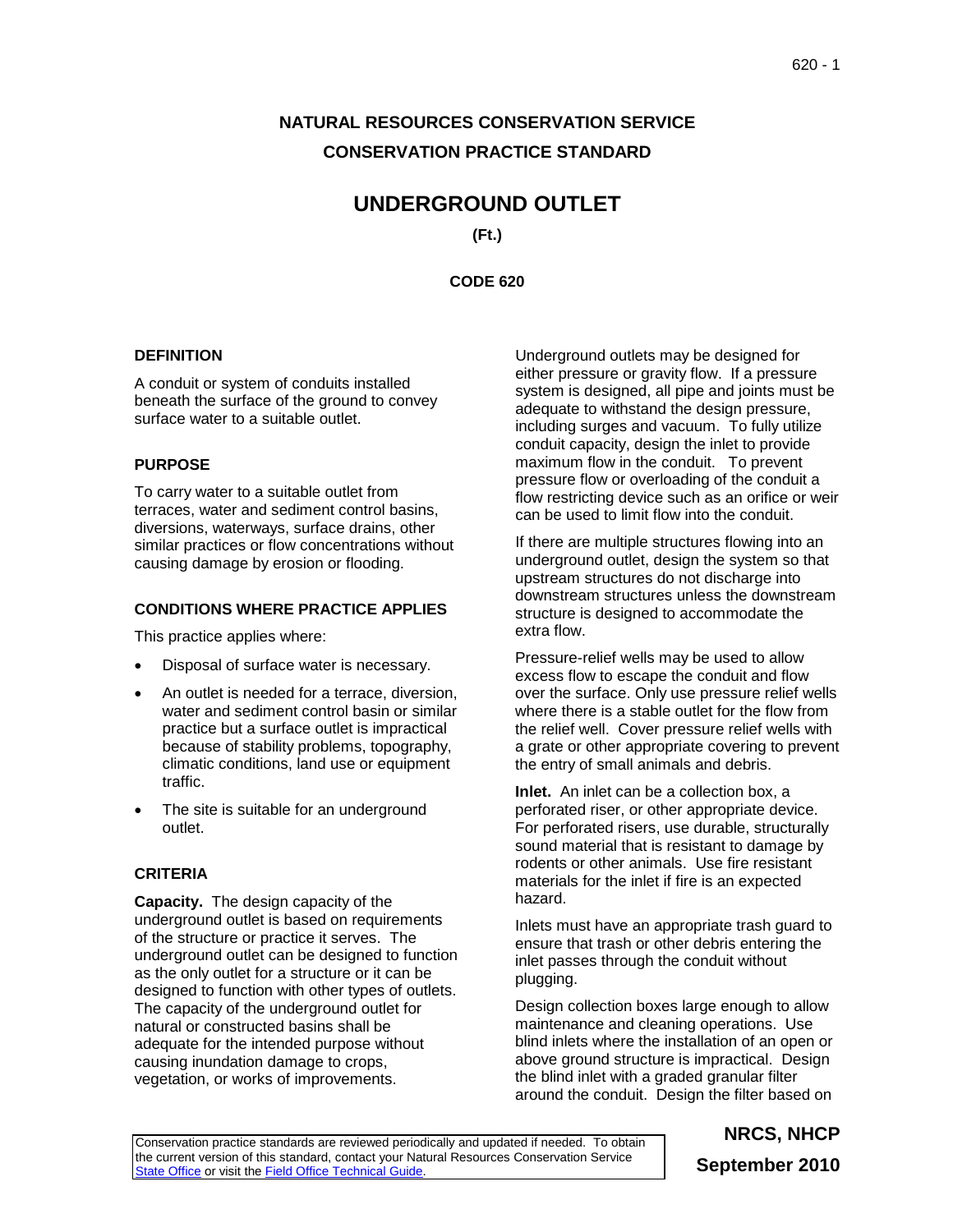# NATURAL RESOURCES CONSERVATION SERVICE
# CONSERVATION PRACTICE STANDARD

# UNDERGROUND OUTLET

**(Ft.)**

**CODE 620**

## DEFINITION

A conduit or system of conduits installed beneath the surface of the ground to convey surface water to a suitable outlet.

## PURPOSE

To carry water to a suitable outlet from terraces, water and sediment control basins, diversions, waterways, surface drains, other similar practices or flow concentrations without causing damage by erosion or flooding.

## CONDITIONS WHERE PRACTICE APPLIES

This practice applies where:

- Disposal of surface water is necessary.
- An outlet is needed for a terrace, diversion, water and sediment control basin or similar practice but a surface outlet is impractical because of stability problems, topography, climatic conditions, land use or equipment traffic.
- The site is suitable for an underground outlet.

## CRITERIA

**Capacity.** The design capacity of the underground outlet is based on requirements of the structure or practice it serves. The underground outlet can be designed to function as the only outlet for a structure or it can be designed to function with other types of outlets. The capacity of the underground outlet for natural or constructed basins shall be adequate for the intended purpose without causing inundation damage to crops, vegetation, or works of improvements.

Underground outlets may be designed for either pressure or gravity flow. If a pressure system is designed, all pipe and joints must be adequate to withstand the design pressure, including surges and vacuum. To fully utilize conduit capacity, design the inlet to provide maximum flow in the conduit. To prevent pressure flow or overloading of the conduit a flow restricting device such as an orifice or weir can be used to limit flow into the conduit.

If there are multiple structures flowing into an underground outlet, design the system so that upstream structures do not discharge into downstream structures unless the downstream structure is designed to accommodate the extra flow.

Pressure-relief wells may be used to allow excess flow to escape the conduit and flow over the surface. Only use pressure relief wells where there is a stable outlet for the flow from the relief well. Cover pressure relief wells with a grate or other appropriate covering to prevent the entry of small animals and debris.

**Inlet.** An inlet can be a collection box, a perforated riser, or other appropriate device. For perforated risers, use durable, structurally sound material that is resistant to damage by rodents or other animals. Use fire resistant materials for the inlet if fire is an expected hazard.

Inlets must have an appropriate trash guard to ensure that trash or other debris entering the inlet passes through the conduit without plugging.

Design collection boxes large enough to allow maintenance and cleaning operations. Use blind inlets where the installation of an open or above ground structure is impractical. Design the blind inlet with a graded granular filter around the conduit. Design the filter based on

Conservation practice standards are reviewed periodically and updated if needed. To obtain the current version of this standard, contact your Natural Resources Conservation Service State Office or visit the Field Office Technical Guide.

**NRCS, NHCP**
**September 2010**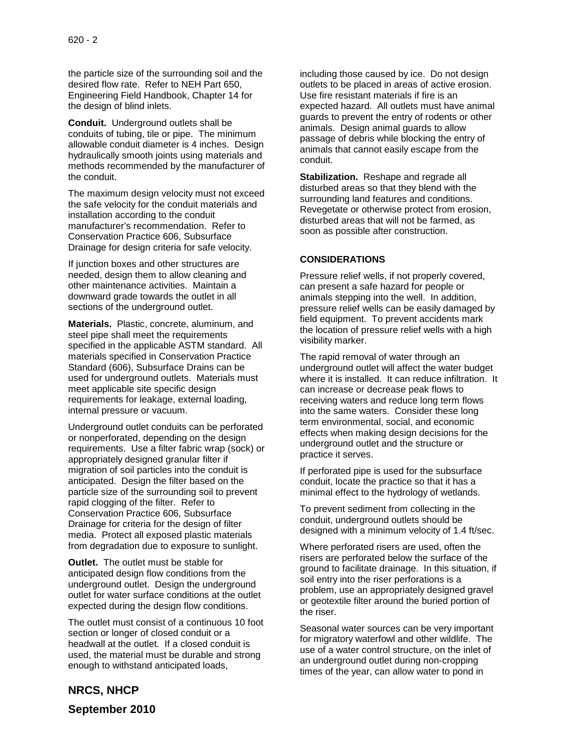the particle size of the surrounding soil and the desired flow rate. Refer to NEH Part 650, Engineering Field Handbook, Chapter 14 for the design of blind inlets.

**Conduit.** Underground outlets shall be conduits of tubing, tile or pipe. The minimum allowable conduit diameter is 4 inches. Design hydraulically smooth joints using materials and methods recommended by the manufacturer of the conduit.

The maximum design velocity must not exceed the safe velocity for the conduit materials and installation according to the conduit manufacturer's recommendation. Refer to Conservation Practice 606, Subsurface Drainage for design criteria for safe velocity.

If junction boxes and other structures are needed, design them to allow cleaning and other maintenance activities. Maintain a downward grade towards the outlet in all sections of the underground outlet.

**Materials.** Plastic, concrete, aluminum, and steel pipe shall meet the requirements specified in the applicable ASTM standard. All materials specified in Conservation Practice Standard (606), Subsurface Drains can be used for underground outlets. Materials must meet applicable site specific design requirements for leakage, external loading, internal pressure or vacuum.

Underground outlet conduits can be perforated or nonperforated, depending on the design requirements. Use a filter fabric wrap (sock) or appropriately designed granular filter if migration of soil particles into the conduit is anticipated. Design the filter based on the particle size of the surrounding soil to prevent rapid clogging of the filter. Refer to Conservation Practice 606, Subsurface Drainage for criteria for the design of filter media. Protect all exposed plastic materials from degradation due to exposure to sunlight.

**Outlet.** The outlet must be stable for anticipated design flow conditions from the underground outlet. Design the underground outlet for water surface conditions at the outlet expected during the design flow conditions.

The outlet must consist of a continuous 10 foot section or longer of closed conduit or a headwall at the outlet. If a closed conduit is used, the material must be durable and strong enough to withstand anticipated loads, including those caused by ice. Do not design outlets to be placed in areas of active erosion. Use fire resistant materials if fire is an expected hazard. All outlets must have animal guards to prevent the entry of rodents or other animals. Design animal guards to allow passage of debris while blocking the entry of animals that cannot easily escape from the conduit.

**Stabilization.** Reshape and regrade all disturbed areas so that they blend with the surrounding land features and conditions. Revegetate or otherwise protect from erosion, disturbed areas that will not be farmed, as soon as possible after construction.

## CONSIDERATIONS

Pressure relief wells, if not properly covered, can present a safe hazard for people or animals stepping into the well. In addition, pressure relief wells can be easily damaged by field equipment. To prevent accidents mark the location of pressure relief wells with a high visibility marker.

The rapid removal of water through an underground outlet will affect the water budget where it is installed. It can reduce infiltration. It can increase or decrease peak flows to receiving waters and reduce long term flows into the same waters. Consider these long term environmental, social, and economic effects when making design decisions for the underground outlet and the structure or practice it serves.

If perforated pipe is used for the subsurface conduit, locate the practice so that it has a minimal effect to the hydrology of wetlands.

To prevent sediment from collecting in the conduit, underground outlets should be designed with a minimum velocity of 1.4 ft/sec.

Where perforated risers are used, often the risers are perforated below the surface of the ground to facilitate drainage. In this situation, if soil entry into the riser perforations is a problem, use an appropriately designed gravel or geotextile filter around the buried portion of the riser.

Seasonal water sources can be very important for migratory waterfowl and other wildlife. The use of a water control structure, on the inlet of an underground outlet during non-cropping times of the year, can allow water to pond in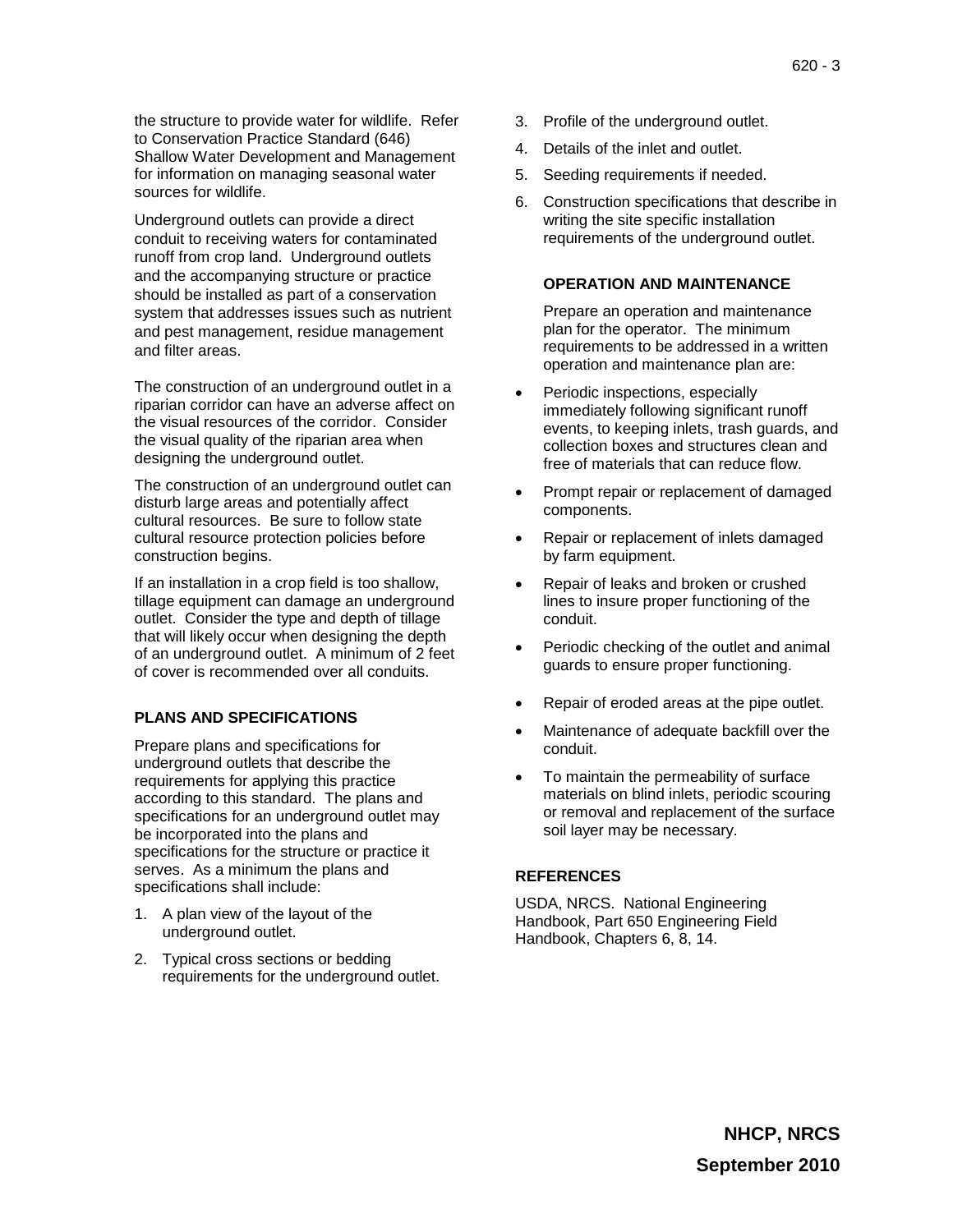the structure to provide water for wildlife. Refer to Conservation Practice Standard (646) Shallow Water Development and Management for information on managing seasonal water sources for wildlife.

Underground outlets can provide a direct conduit to receiving waters for contaminated runoff from crop land. Underground outlets and the accompanying structure or practice should be installed as part of a conservation system that addresses issues such as nutrient and pest management, residue management and filter areas.

The construction of an underground outlet in a riparian corridor can have an adverse affect on the visual resources of the corridor. Consider the visual quality of the riparian area when designing the underground outlet.

The construction of an underground outlet can disturb large areas and potentially affect cultural resources. Be sure to follow state cultural resource protection policies before construction begins.

If an installation in a crop field is too shallow, tillage equipment can damage an underground outlet. Consider the type and depth of tillage that will likely occur when designing the depth of an underground outlet. A minimum of 2 feet of cover is recommended over all conduits.

### PLANS AND SPECIFICATIONS

Prepare plans and specifications for underground outlets that describe the requirements for applying this practice according to this standard. The plans and specifications for an underground outlet may be incorporated into the plans and specifications for the structure or practice it serves. As a minimum the plans and specifications shall include:

1. A plan view of the layout of the underground outlet.
2. Typical cross sections or bedding requirements for the underground outlet.
3. Profile of the underground outlet.
4. Details of the inlet and outlet.
5. Seeding requirements if needed.
6. Construction specifications that describe in writing the site specific installation requirements of the underground outlet.

### OPERATION AND MAINTENANCE

Prepare an operation and maintenance plan for the operator. The minimum requirements to be addressed in a written operation and maintenance plan are:

- Periodic inspections, especially immediately following significant runoff events, to keeping inlets, trash guards, and collection boxes and structures clean and free of materials that can reduce flow.
- Prompt repair or replacement of damaged components.
- Repair or replacement of inlets damaged by farm equipment.
- Repair of leaks and broken or crushed lines to insure proper functioning of the conduit.
- Periodic checking of the outlet and animal guards to ensure proper functioning.
- Repair of eroded areas at the pipe outlet.
- Maintenance of adequate backfill over the conduit.
- To maintain the permeability of surface materials on blind inlets, periodic scouring or removal and replacement of the surface soil layer may be necessary.

### REFERENCES

USDA, NRCS. National Engineering Handbook, Part 650 Engineering Field Handbook, Chapters 6, 8, 14.